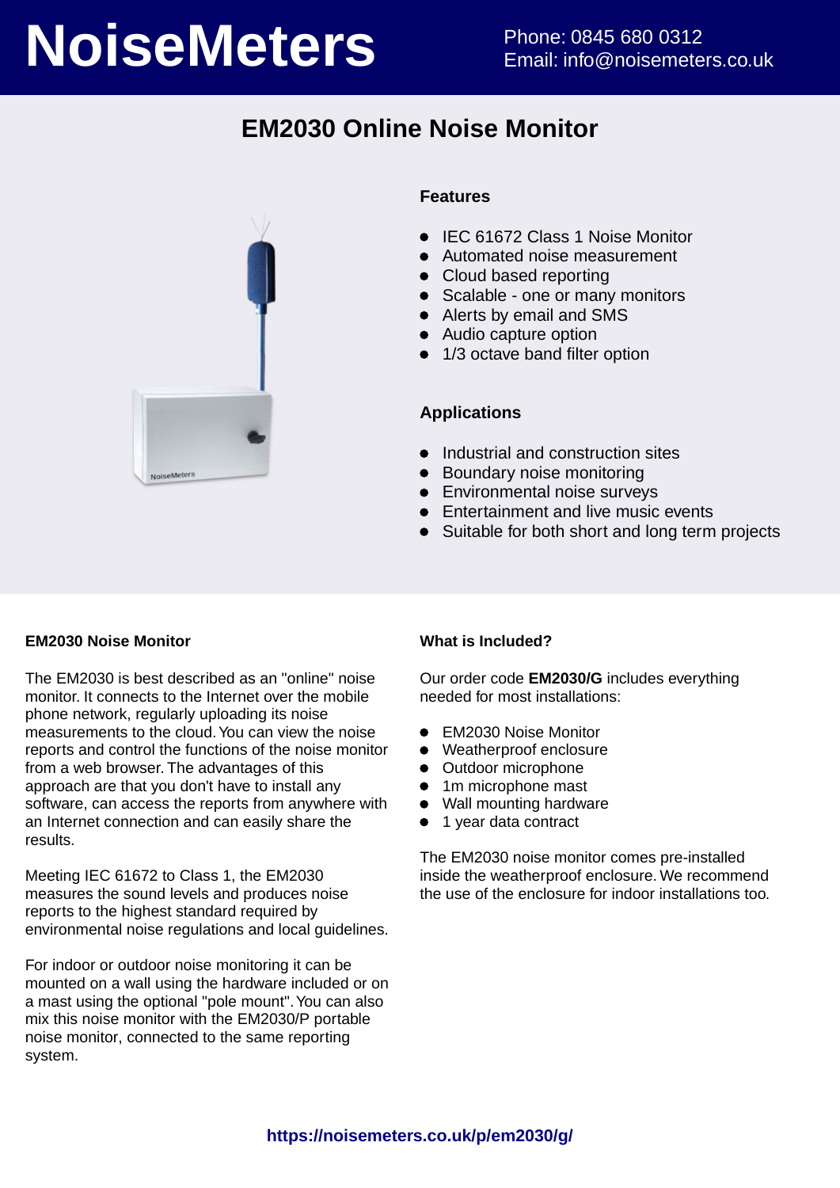# NoiseMeters

Phone: 0845 680 0312
Email: info@noisemeters.co.uk

## EM2030 Online Noise Monitor

### Features

- IEC 61672 Class 1 Noise Monitor
- Automated noise measurement
- Cloud based reporting
- Scalable - one or many monitors
- Alerts by email and SMS
- Audio capture option
- 1/3 octave band filter option

### Applications

- Industrial and construction sites
- Boundary noise monitoring
- Environmental noise surveys
- Entertainment and live music events
- Suitable for both short and long term projects

### EM2030 Noise Monitor

The EM2030 is best described as an "online" noise monitor. It connects to the Internet over the mobile phone network, regularly uploading its noise measurements to the cloud. You can view the noise reports and control the functions of the noise monitor from a web browser. The advantages of this approach are that you don't have to install any software, can access the reports from anywhere with an Internet connection and can easily share the results.

Meeting IEC 61672 to Class 1, the EM2030 measures the sound levels and produces noise reports to the highest standard required by environmental noise regulations and local guidelines.

For indoor or outdoor noise monitoring it can be mounted on a wall using the hardware included or on a mast using the optional "pole mount". You can also mix this noise monitor with the EM2030/P portable noise monitor, connected to the same reporting system.

### What is Included?

Our order code **EM2030/G** includes everything needed for most installations:

- EM2030 Noise Monitor
- Weatherproof enclosure
- Outdoor microphone
- 1m microphone mast
- Wall mounting hardware
- 1 year data contract

The EM2030 noise monitor comes pre-installed inside the weatherproof enclosure. We recommend the use of the enclosure for indoor installations too.

**https://noisemeters.co.uk/p/em2030/g/**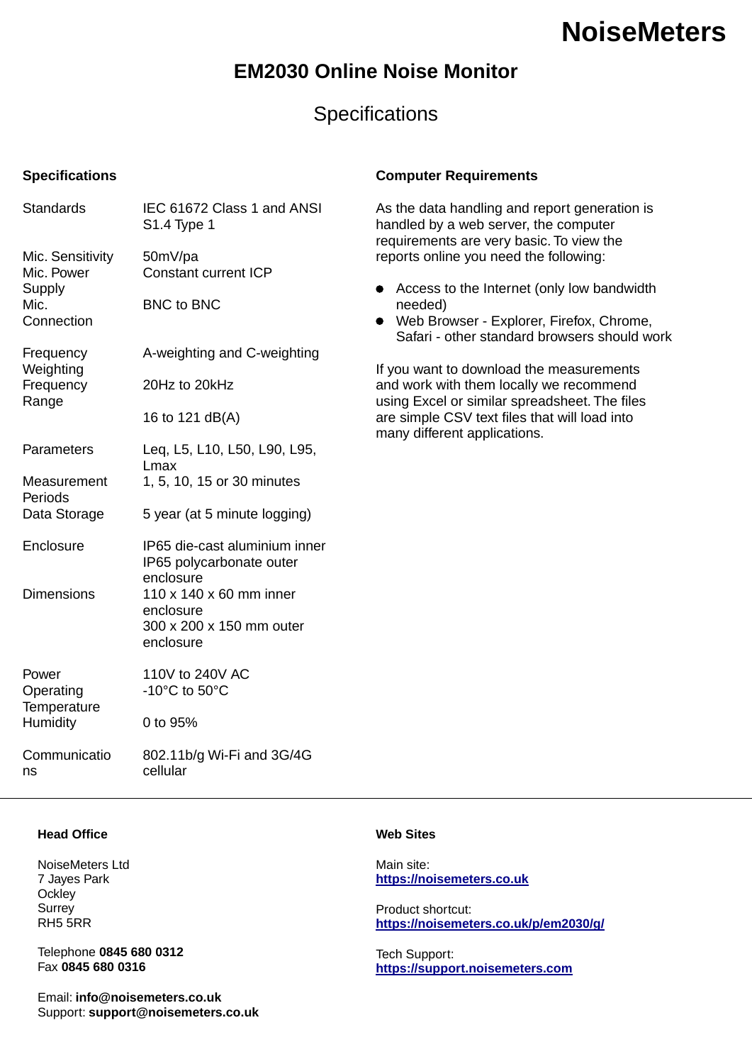# NoiseMeters

## EM2030 Online Noise Monitor

## Specifications

### Specifications

| | |
|---|---|
| Standards | IEC 61672 Class 1 and ANSI S1.4 Type 1 |
| Mic. Sensitivity | 50mV/pa |
| Mic. Power Supply | Constant current ICP |
| Mic. Connection | BNC to BNC |
| Frequency Weighting | A-weighting and C-weighting |
| Frequency Range | 20Hz to 20kHz |
| | 16 to 121 dB(A) |
| Parameters | Leq, L5, L10, L50, L90, L95, Lmax |
| Measurement Periods | 1, 5, 10, 15 or 30 minutes |
| Data Storage | 5 year (at 5 minute logging) |
| Enclosure | IP65 die-cast aluminium inner<br>IP65 polycarbonate outer enclosure |
| Dimensions | 110 x 140 x 60 mm inner enclosure<br>300 x 200 x 150 mm outer enclosure |
| Power | 110V to 240V AC |
| Operating Temperature | -10°C to 50°C |
| Humidity | 0 to 95% |
| Communications | 802.11b/g Wi-Fi and 3G/4G cellular |

### Computer Requirements

As the data handling and report generation is handled by a web server, the computer requirements are very basic. To view the reports online you need the following:

- Access to the Internet (only low bandwidth needed)
- Web Browser - Explorer, Firefox, Chrome, Safari - other standard browsers should work

If you want to download the measurements and work with them locally we recommend using Excel or similar spreadsheet. The files are simple CSV text files that will load into many different applications.

---

**Head Office**

NoiseMeters Ltd
7 Jayes Park
Ockley
Surrey
RH5 5RR

Telephone **0845 680 0312**
Fax **0845 680 0316**

Email: **info@noisemeters.co.uk**
Support: **support@noisemeters.co.uk**

**Web Sites**

Main site:
**https://noisemeters.co.uk**

Product shortcut:
**https://noisemeters.co.uk/p/em2030/g/**

Tech Support:
**https://support.noisemeters.com**